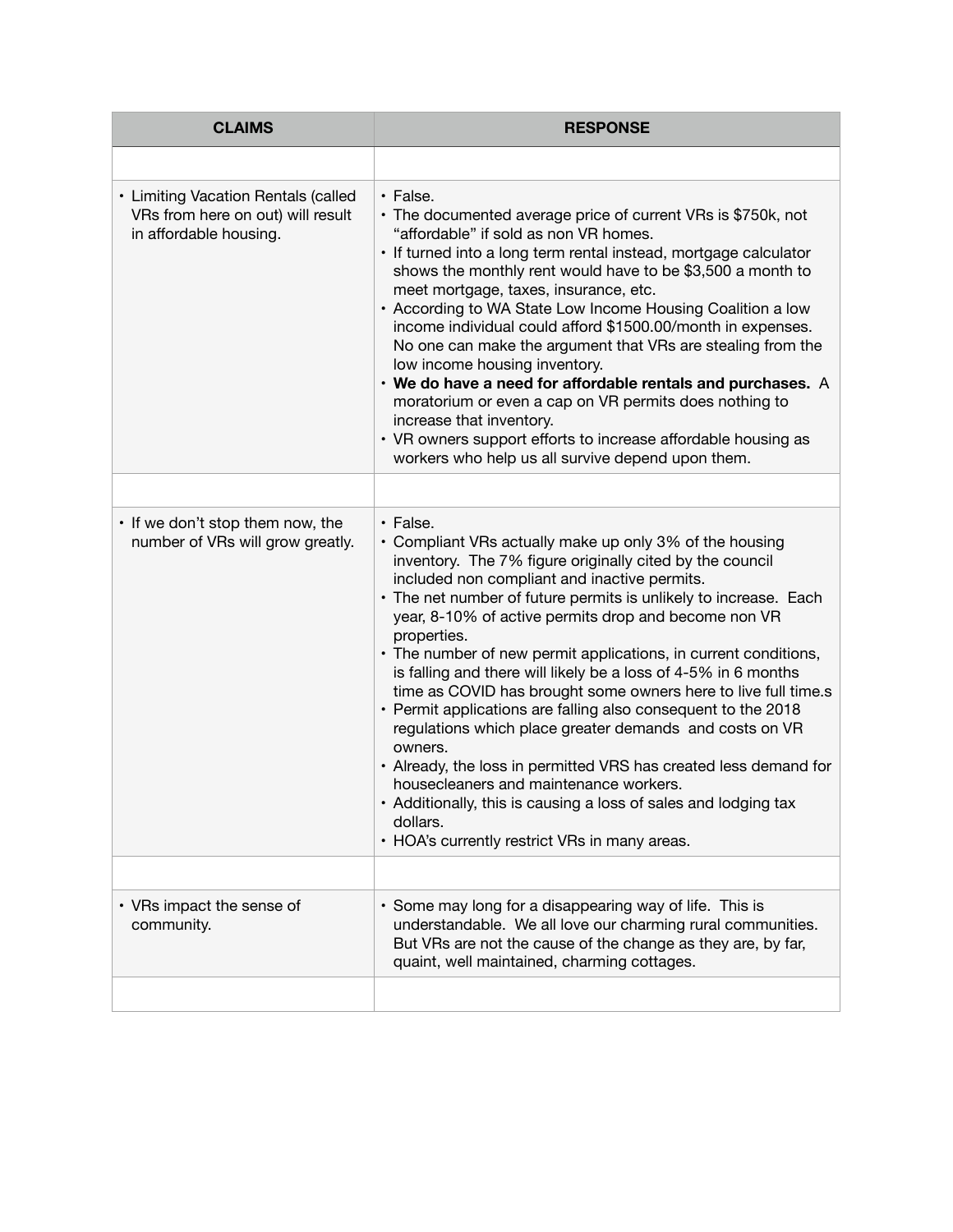| CLAIMS | RESPONSE |
| --- | --- |
| | |
| • Limiting Vacation Rentals (called VRs from here on out) will result in affordable housing. | • False.<br>• The documented average price of current VRs is $750k, not "affordable" if sold as non VR homes.<br>• If turned into a long term rental instead, mortgage calculator shows the monthly rent would have to be $3,500 a month to meet mortgage, taxes, insurance, etc.<br>• According to WA State Low Income Housing Coalition a low income individual could afford $1500.00/month in expenses. No one can make the argument that VRs are stealing from the low income housing inventory.<br>• **We do have a need for affordable rentals and purchases.** A moratorium or even a cap on VR permits does nothing to increase that inventory.<br>• VR owners support efforts to increase affordable housing as workers who help us all survive depend upon them. |
| | |
| • If we don't stop them now, the number of VRs will grow greatly. | • False.<br>• Compliant VRs actually make up only 3% of the housing inventory. The 7% figure originally cited by the council included non compliant and inactive permits.<br>• The net number of future permits is unlikely to increase. Each year, 8-10% of active permits drop and become non VR properties.<br>• The number of new permit applications, in current conditions, is falling and there will likely be a loss of 4-5% in 6 months time as COVID has brought some owners here to live full time.s<br>• Permit applications are falling also consequent to the 2018 regulations which place greater demands and costs on VR owners.<br>• Already, the loss in permitted VRS has created less demand for housecleaners and maintenance workers.<br>• Additionally, this is causing a loss of sales and lodging tax dollars.<br>• HOA's currently restrict VRs in many areas. |
| | |
| • VRs impact the sense of community. | • Some may long for a disappearing way of life. This is understandable. We all love our charming rural communities. But VRs are not the cause of the change as they are, by far, quaint, well maintained, charming cottages. |
| | |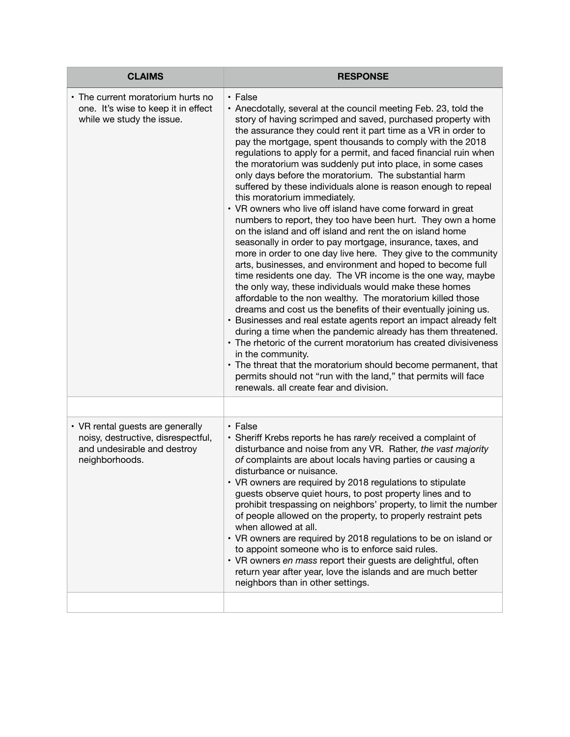| CLAIMS | RESPONSE |
|---|---|
| • The current moratorium hurts no one. It's wise to keep it in effect while we study the issue. | • False<br>• Anecdotally, several at the council meeting Feb. 23, told the story of having scrimped and saved, purchased property with the assurance they could rent it part time as a VR in order to pay the mortgage, spent thousands to comply with the 2018 regulations to apply for a permit, and faced financial ruin when the moratorium was suddenly put into place, in some cases only days before the moratorium. The substantial harm suffered by these individuals alone is reason enough to repeal this moratorium immediately.<br>• VR owners who live off island have come forward in great numbers to report, they too have been hurt. They own a home on the island and off island and rent the on island home seasonally in order to pay mortgage, insurance, taxes, and more in order to one day live here. They give to the community arts, businesses, and environment and hoped to become full time residents one day. The VR income is the one way, maybe the only way, these individuals would make these homes affordable to the non wealthy. The moratorium killed those dreams and cost us the benefits of their eventually joining us.<br>• Businesses and real estate agents report an impact already felt during a time when the pandemic already has them threatened.<br>• The rhetoric of the current moratorium has created divisiveness in the community.<br>• The threat that the moratorium should become permanent, that permits should not "run with the land," that permits will face renewals. all create fear and division. |
| | |
| • VR rental guests are generally noisy, destructive, disrespectful, and undesirable and destroy neighborhoods. | • False<br>• Sheriff Krebs reports he has r*arely* received a complaint of disturbance and noise from any VR. Rather, *the vast majority of* complaints are about locals having parties or causing a disturbance or nuisance.<br>• VR owners are required by 2018 regulations to stipulate guests observe quiet hours, to post property lines and to prohibit trespassing on neighbors' property, to limit the number of people allowed on the property, to properly restraint pets when allowed at all.<br>• VR owners are required by 2018 regulations to be on island or to appoint someone who is to enforce said rules.<br>• VR owners *en mass* report their guests are delightful, often return year after year, love the islands and are much better neighbors than in other settings. |
| | |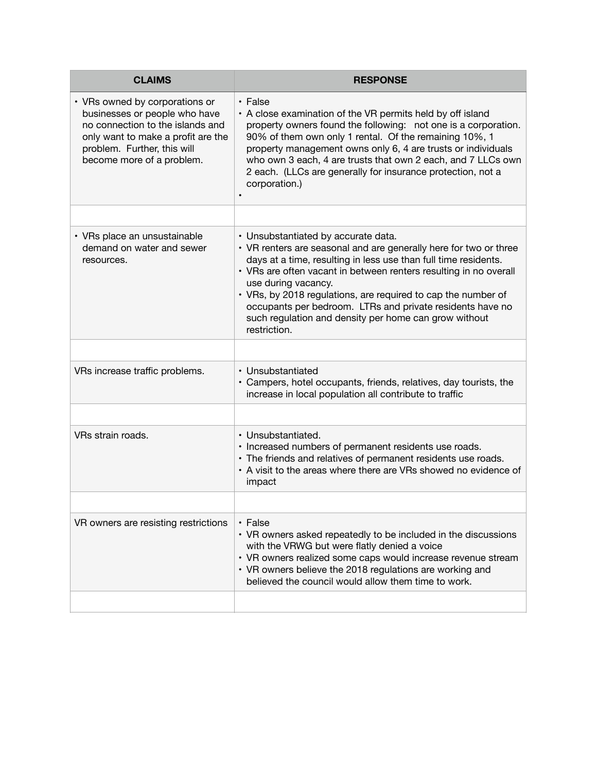| CLAIMS | RESPONSE |
| --- | --- |
| • VRs owned by corporations or businesses or people who have no connection to the islands and only want to make a profit are the problem. Further, this will become more of a problem. | • False<br>• A close examination of the VR permits held by off island property owners found the following: not one is a corporation. 90% of them own only 1 rental. Of the remaining 10%, 1 property management owns only 6, 4 are trusts or individuals who own 3 each, 4 are trusts that own 2 each, and 7 LLCs own 2 each. (LLCs are generally for insurance protection, not a corporation.)<br>• |
| | |
| • VRs place an unsustainable demand on water and sewer resources. | • Unsubstantiated by accurate data.<br>• VR renters are seasonal and are generally here for two or three days at a time, resulting in less use than full time residents.<br>• VRs are often vacant in between renters resulting in no overall use during vacancy.<br>• VRs, by 2018 regulations, are required to cap the number of occupants per bedroom. LTRs and private residents have no such regulation and density per home can grow without restriction. |
| | |
| VRs increase traffic problems. | • Unsubstantiated<br>• Campers, hotel occupants, friends, relatives, day tourists, the increase in local population all contribute to traffic |
| | |
| VRs strain roads. | • Unsubstantiated.<br>• Increased numbers of permanent residents use roads.<br>• The friends and relatives of permanent residents use roads.<br>• A visit to the areas where there are VRs showed no evidence of impact |
| | |
| VR owners are resisting restrictions | • False<br>• VR owners asked repeatedly to be included in the discussions with the VRWG but were flatly denied a voice<br>• VR owners realized some caps would increase revenue stream<br>• VR owners believe the 2018 regulations are working and believed the council would allow them time to work. |
| | |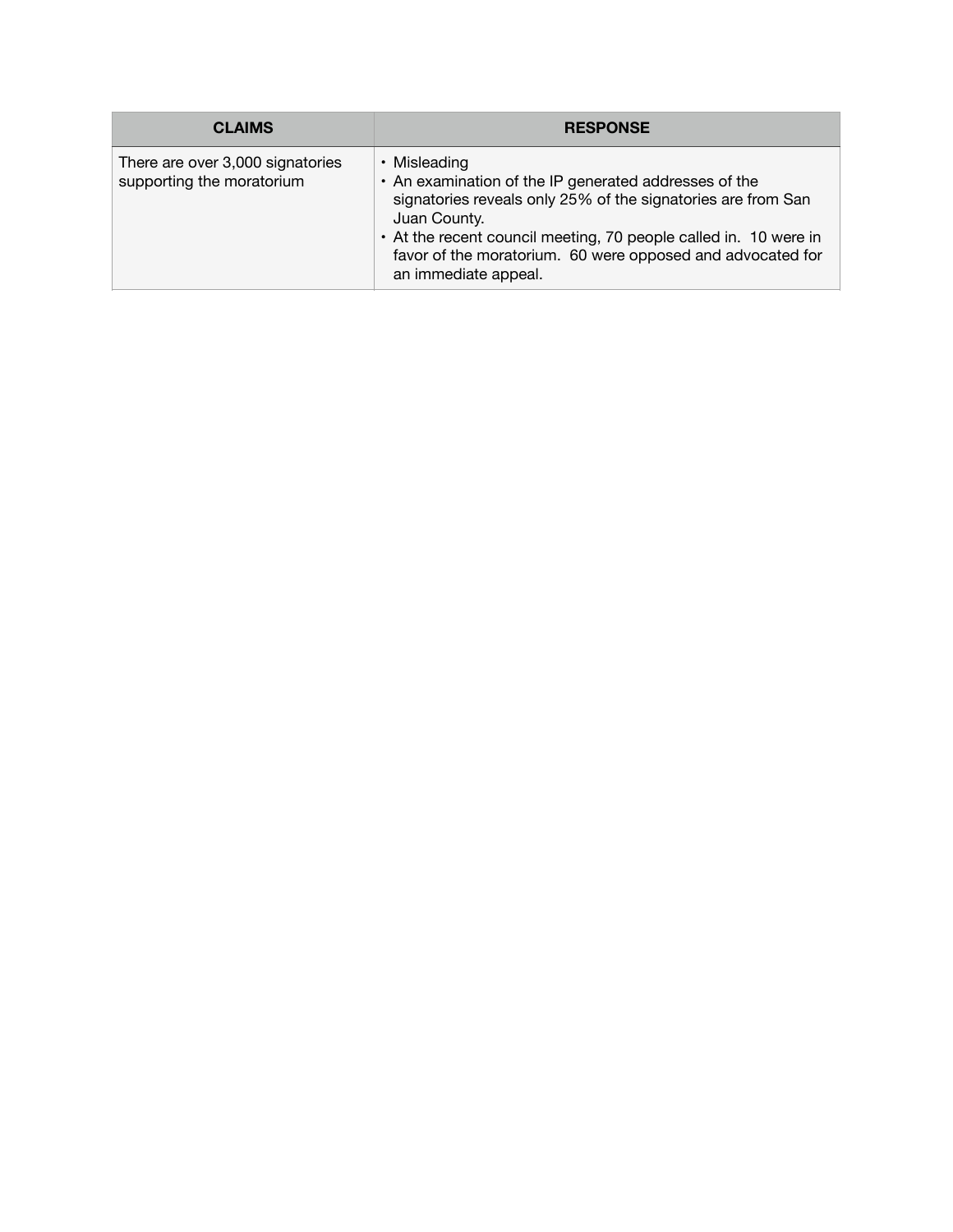| CLAIMS | RESPONSE |
| --- | --- |
| There are over 3,000 signatories supporting the moratorium | • Misleading<br>• An examination of the IP generated addresses of the signatories reveals only 25% of the signatories are from San Juan County.<br>• At the recent council meeting, 70 people called in. 10 were in favor of the moratorium. 60 were opposed and advocated for an immediate appeal. |